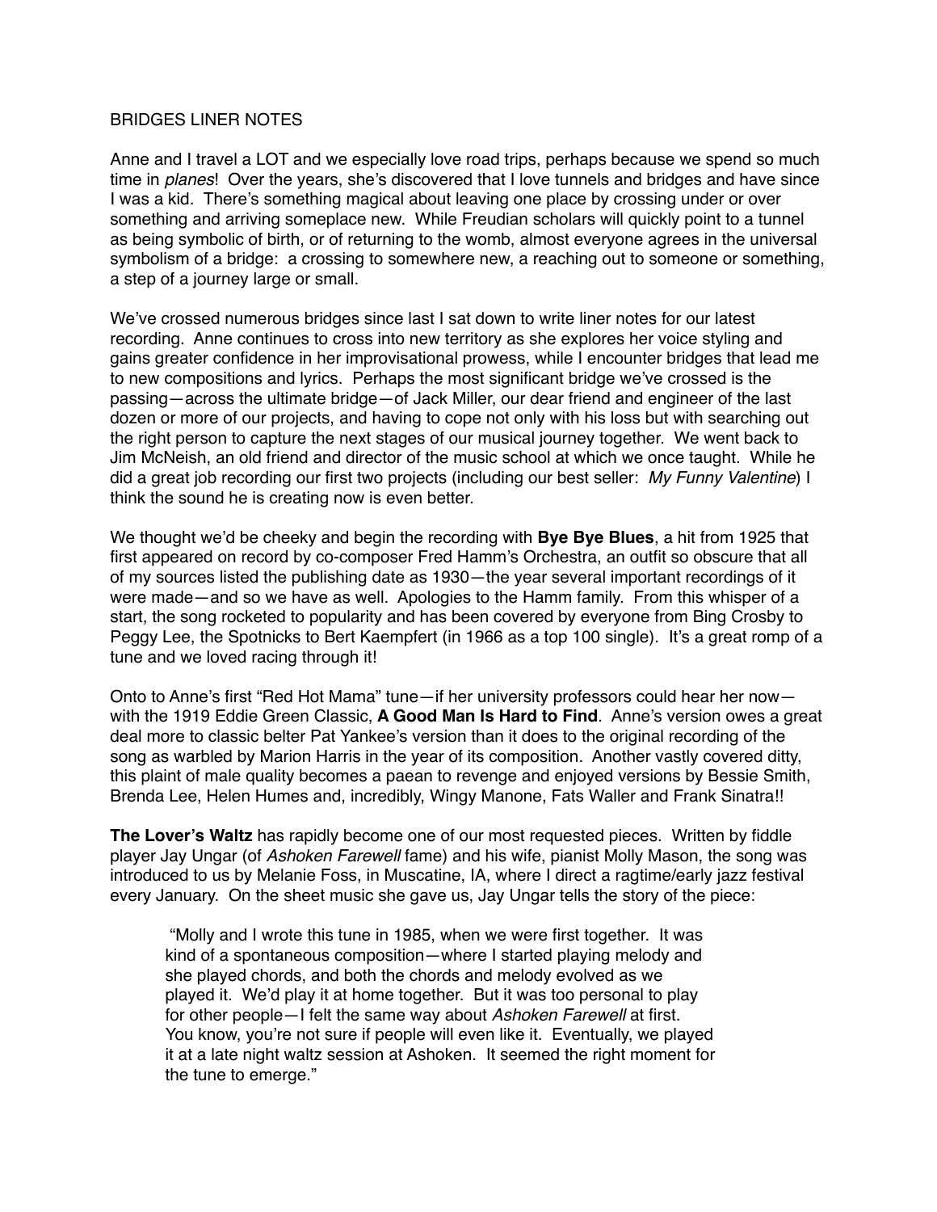BRIDGES LINER NOTES

Anne and I travel a LOT and we especially love road trips, perhaps because we spend so much time in *planes*! Over the years, she's discovered that I love tunnels and bridges and have since I was a kid. There's something magical about leaving one place by crossing under or over something and arriving someplace new. While Freudian scholars will quickly point to a tunnel as being symbolic of birth, or of returning to the womb, almost everyone agrees in the universal symbolism of a bridge: a crossing to somewhere new, a reaching out to someone or something, a step of a journey large or small.

We've crossed numerous bridges since last I sat down to write liner notes for our latest recording. Anne continues to cross into new territory as she explores her voice styling and gains greater confidence in her improvisational prowess, while I encounter bridges that lead me to new compositions and lyrics. Perhaps the most significant bridge we've crossed is the passing—across the ultimate bridge—of Jack Miller, our dear friend and engineer of the last dozen or more of our projects, and having to cope not only with his loss but with searching out the right person to capture the next stages of our musical journey together. We went back to Jim McNeish, an old friend and director of the music school at which we once taught. While he did a great job recording our first two projects (including our best seller: *My Funny Valentine*) I think the sound he is creating now is even better.

We thought we'd be cheeky and begin the recording with **Bye Bye Blues**, a hit from 1925 that first appeared on record by co-composer Fred Hamm's Orchestra, an outfit so obscure that all of my sources listed the publishing date as 1930—the year several important recordings of it were made—and so we have as well. Apologies to the Hamm family. From this whisper of a start, the song rocketed to popularity and has been covered by everyone from Bing Crosby to Peggy Lee, the Spotnicks to Bert Kaempfert (in 1966 as a top 100 single). It's a great romp of a tune and we loved racing through it!

Onto to Anne's first "Red Hot Mama" tune—if her university professors could hear her now—with the 1919 Eddie Green Classic, **A Good Man Is Hard to Find**. Anne's version owes a great deal more to classic belter Pat Yankee's version than it does to the original recording of the song as warbled by Marion Harris in the year of its composition. Another vastly covered ditty, this plaint of male quality becomes a paean to revenge and enjoyed versions by Bessie Smith, Brenda Lee, Helen Humes and, incredibly, Wingy Manone, Fats Waller and Frank Sinatra!!

**The Lover's Waltz** has rapidly become one of our most requested pieces. Written by fiddle player Jay Ungar (of *Ashoken Farewell* fame) and his wife, pianist Molly Mason, the song was introduced to us by Melanie Foss, in Muscatine, IA, where I direct a ragtime/early jazz festival every January. On the sheet music she gave us, Jay Ungar tells the story of the piece:

> "Molly and I wrote this tune in 1985, when we were first together. It was kind of a spontaneous composition—where I started playing melody and she played chords, and both the chords and melody evolved as we played it. We'd play it at home together. But it was too personal to play for other people—I felt the same way about *Ashoken Farewell* at first. You know, you're not sure if people will even like it. Eventually, we played it at a late night waltz session at Ashoken. It seemed the right moment for the tune to emerge."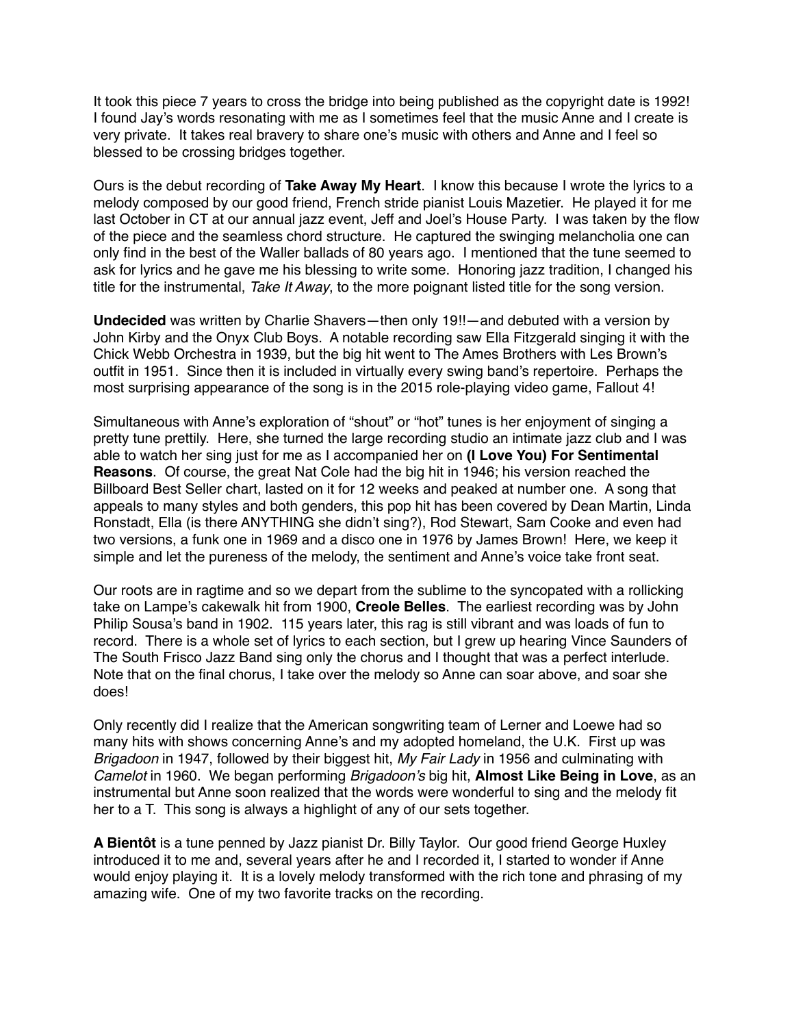It took this piece 7 years to cross the bridge into being published as the copyright date is 1992! I found Jay's words resonating with me as I sometimes feel that the music Anne and I create is very private. It takes real bravery to share one's music with others and Anne and I feel so blessed to be crossing bridges together.

Ours is the debut recording of **Take Away My Heart**. I know this because I wrote the lyrics to a melody composed by our good friend, French stride pianist Louis Mazetier. He played it for me last October in CT at our annual jazz event, Jeff and Joel's House Party. I was taken by the flow of the piece and the seamless chord structure. He captured the swinging melancholia one can only find in the best of the Waller ballads of 80 years ago. I mentioned that the tune seemed to ask for lyrics and he gave me his blessing to write some. Honoring jazz tradition, I changed his title for the instrumental, *Take It Away*, to the more poignant listed title for the song version.

**Undecided** was written by Charlie Shavers—then only 19!!—and debuted with a version by John Kirby and the Onyx Club Boys. A notable recording saw Ella Fitzgerald singing it with the Chick Webb Orchestra in 1939, but the big hit went to The Ames Brothers with Les Brown's outfit in 1951. Since then it is included in virtually every swing band's repertoire. Perhaps the most surprising appearance of the song is in the 2015 role-playing video game, Fallout 4!

Simultaneous with Anne's exploration of "shout" or "hot" tunes is her enjoyment of singing a pretty tune prettily. Here, she turned the large recording studio an intimate jazz club and I was able to watch her sing just for me as I accompanied her on **(I Love You) For Sentimental Reasons**. Of course, the great Nat Cole had the big hit in 1946; his version reached the Billboard Best Seller chart, lasted on it for 12 weeks and peaked at number one. A song that appeals to many styles and both genders, this pop hit has been covered by Dean Martin, Linda Ronstadt, Ella (is there ANYTHING she didn't sing?), Rod Stewart, Sam Cooke and even had two versions, a funk one in 1969 and a disco one in 1976 by James Brown! Here, we keep it simple and let the pureness of the melody, the sentiment and Anne's voice take front seat.

Our roots are in ragtime and so we depart from the sublime to the syncopated with a rollicking take on Lampe's cakewalk hit from 1900, **Creole Belles**. The earliest recording was by John Philip Sousa's band in 1902. 115 years later, this rag is still vibrant and was loads of fun to record. There is a whole set of lyrics to each section, but I grew up hearing Vince Saunders of The South Frisco Jazz Band sing only the chorus and I thought that was a perfect interlude. Note that on the final chorus, I take over the melody so Anne can soar above, and soar she does!

Only recently did I realize that the American songwriting team of Lerner and Loewe had so many hits with shows concerning Anne's and my adopted homeland, the U.K. First up was *Brigadoon* in 1947, followed by their biggest hit, *My Fair Lady* in 1956 and culminating with *Camelot* in 1960. We began performing *Brigadoon's* big hit, **Almost Like Being in Love**, as an instrumental but Anne soon realized that the words were wonderful to sing and the melody fit her to a T. This song is always a highlight of any of our sets together.

**A Bientôt** is a tune penned by Jazz pianist Dr. Billy Taylor. Our good friend George Huxley introduced it to me and, several years after he and I recorded it, I started to wonder if Anne would enjoy playing it. It is a lovely melody transformed with the rich tone and phrasing of my amazing wife. One of my two favorite tracks on the recording.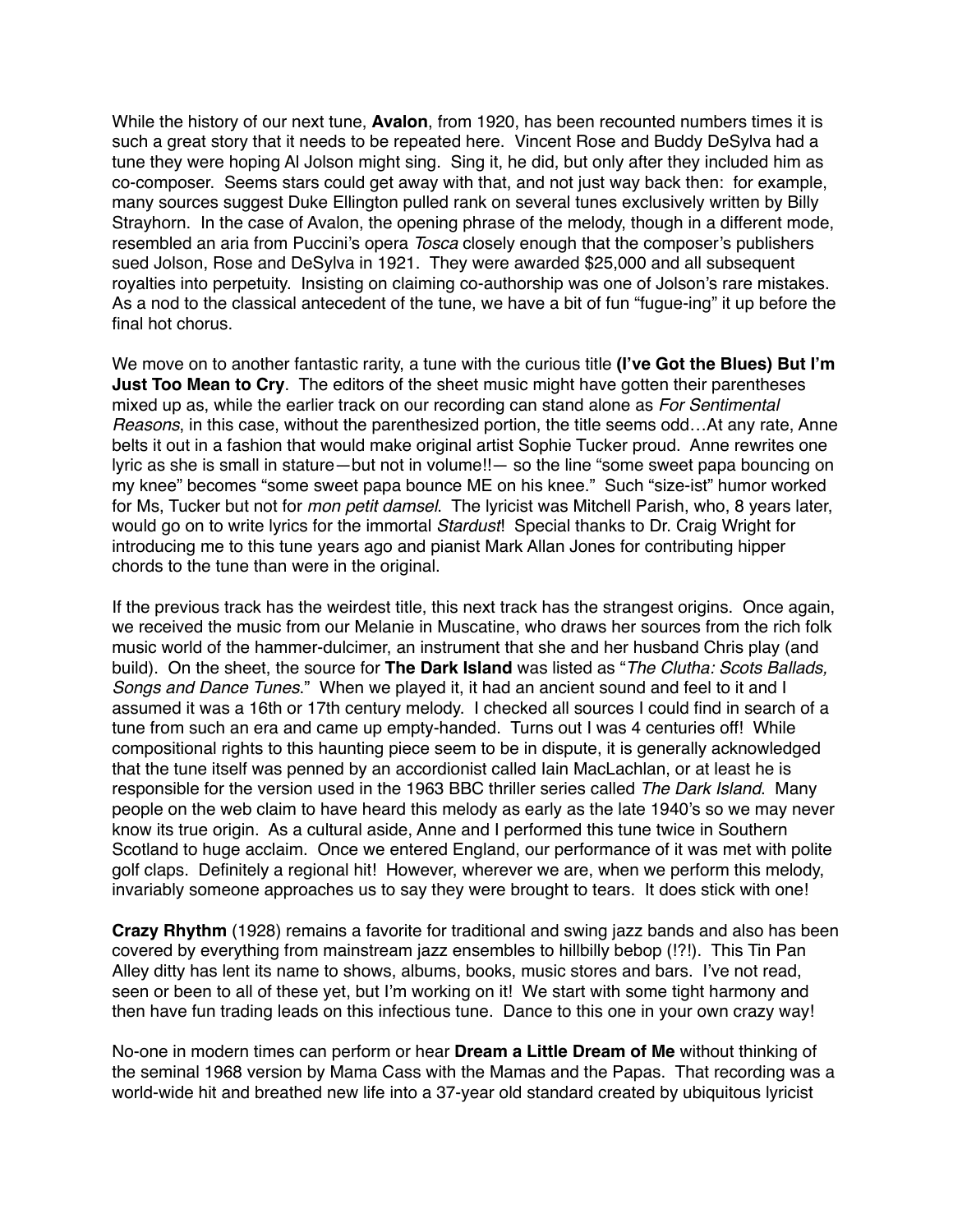While the history of our next tune, **Avalon**, from 1920, has been recounted numbers times it is such a great story that it needs to be repeated here. Vincent Rose and Buddy DeSylva had a tune they were hoping Al Jolson might sing. Sing it, he did, but only after they included him as co-composer. Seems stars could get away with that, and not just way back then: for example, many sources suggest Duke Ellington pulled rank on several tunes exclusively written by Billy Strayhorn. In the case of Avalon, the opening phrase of the melody, though in a different mode, resembled an aria from Puccini's opera *Tosca* closely enough that the composer's publishers sued Jolson, Rose and DeSylva in 1921. They were awarded $25,000 and all subsequent royalties into perpetuity. Insisting on claiming co-authorship was one of Jolson's rare mistakes. As a nod to the classical antecedent of the tune, we have a bit of fun "fugue-ing" it up before the final hot chorus.

We move on to another fantastic rarity, a tune with the curious title **(I've Got the Blues) But I'm Just Too Mean to Cry**. The editors of the sheet music might have gotten their parentheses mixed up as, while the earlier track on our recording can stand alone as *For Sentimental Reasons*, in this case, without the parenthesized portion, the title seems odd…At any rate, Anne belts it out in a fashion that would make original artist Sophie Tucker proud. Anne rewrites one lyric as she is small in stature—but not in volume!!— so the line "some sweet papa bouncing on my knee" becomes "some sweet papa bounce ME on his knee." Such "size-ist" humor worked for Ms, Tucker but not for *mon petit damsel*. The lyricist was Mitchell Parish, who, 8 years later, would go on to write lyrics for the immortal *Stardust*! Special thanks to Dr. Craig Wright for introducing me to this tune years ago and pianist Mark Allan Jones for contributing hipper chords to the tune than were in the original.

If the previous track has the weirdest title, this next track has the strangest origins. Once again, we received the music from our Melanie in Muscatine, who draws her sources from the rich folk music world of the hammer-dulcimer, an instrument that she and her husband Chris play (and build). On the sheet, the source for **The Dark Island** was listed as "*The Clutha: Scots Ballads, Songs and Dance Tunes*." When we played it, it had an ancient sound and feel to it and I assumed it was a 16th or 17th century melody. I checked all sources I could find in search of a tune from such an era and came up empty-handed. Turns out I was 4 centuries off! While compositional rights to this haunting piece seem to be in dispute, it is generally acknowledged that the tune itself was penned by an accordionist called Iain MacLachlan, or at least he is responsible for the version used in the 1963 BBC thriller series called *The Dark Island*. Many people on the web claim to have heard this melody as early as the late 1940's so we may never know its true origin. As a cultural aside, Anne and I performed this tune twice in Southern Scotland to huge acclaim. Once we entered England, our performance of it was met with polite golf claps. Definitely a regional hit! However, wherever we are, when we perform this melody, invariably someone approaches us to say they were brought to tears. It does stick with one!

**Crazy Rhythm** (1928) remains a favorite for traditional and swing jazz bands and also has been covered by everything from mainstream jazz ensembles to hillbilly bebop (!?!). This Tin Pan Alley ditty has lent its name to shows, albums, books, music stores and bars. I've not read, seen or been to all of these yet, but I'm working on it! We start with some tight harmony and then have fun trading leads on this infectious tune. Dance to this one in your own crazy way!

No-one in modern times can perform or hear **Dream a Little Dream of Me** without thinking of the seminal 1968 version by Mama Cass with the Mamas and the Papas. That recording was a world-wide hit and breathed new life into a 37-year old standard created by ubiquitous lyricist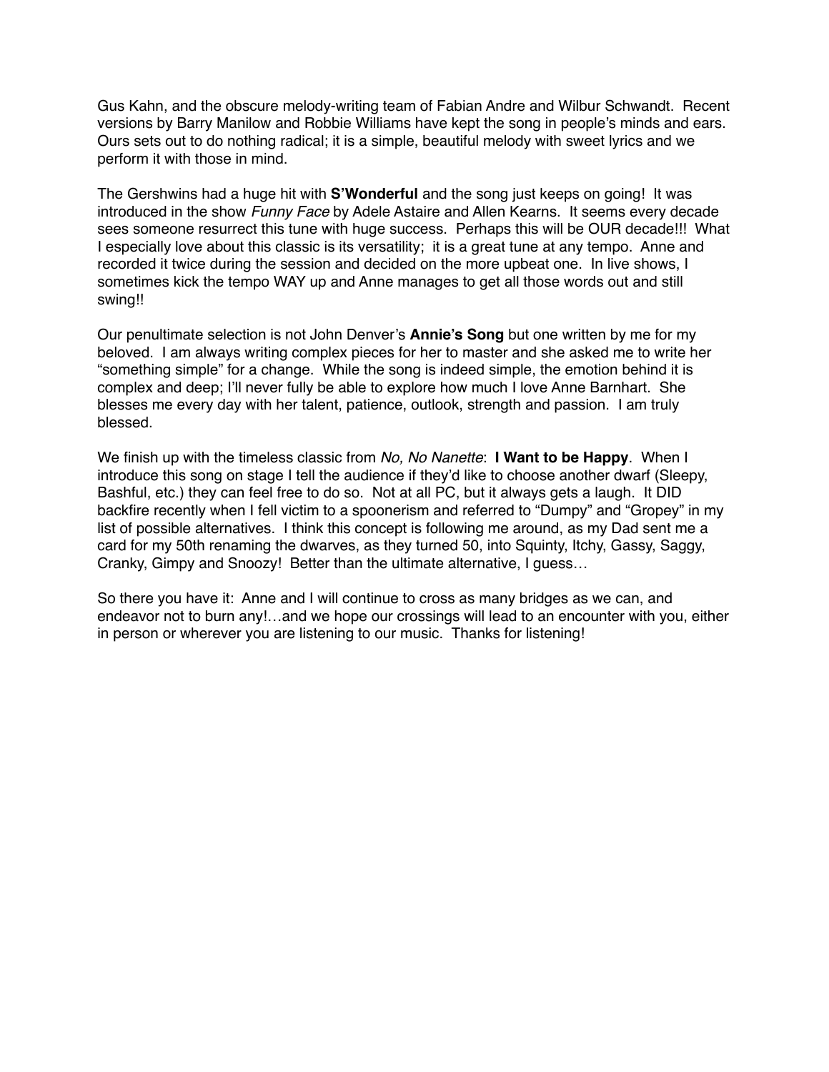Gus Kahn, and the obscure melody-writing team of Fabian Andre and Wilbur Schwandt. Recent versions by Barry Manilow and Robbie Williams have kept the song in people's minds and ears. Ours sets out to do nothing radical; it is a simple, beautiful melody with sweet lyrics and we perform it with those in mind.

The Gershwins had a huge hit with **S'Wonderful** and the song just keeps on going! It was introduced in the show *Funny Face* by Adele Astaire and Allen Kearns. It seems every decade sees someone resurrect this tune with huge success. Perhaps this will be OUR decade!!! What I especially love about this classic is its versatility; it is a great tune at any tempo. Anne and recorded it twice during the session and decided on the more upbeat one. In live shows, I sometimes kick the tempo WAY up and Anne manages to get all those words out and still swing!!

Our penultimate selection is not John Denver's **Annie's Song** but one written by me for my beloved. I am always writing complex pieces for her to master and she asked me to write her "something simple" for a change. While the song is indeed simple, the emotion behind it is complex and deep; I'll never fully be able to explore how much I love Anne Barnhart. She blesses me every day with her talent, patience, outlook, strength and passion. I am truly blessed.

We finish up with the timeless classic from *No, No Nanette*: **I Want to be Happy**. When I introduce this song on stage I tell the audience if they'd like to choose another dwarf (Sleepy, Bashful, etc.) they can feel free to do so. Not at all PC, but it always gets a laugh. It DID backfire recently when I fell victim to a spoonerism and referred to "Dumpy" and "Gropey" in my list of possible alternatives. I think this concept is following me around, as my Dad sent me a card for my 50th renaming the dwarves, as they turned 50, into Squinty, Itchy, Gassy, Saggy, Cranky, Gimpy and Snoozy! Better than the ultimate alternative, I guess…

So there you have it: Anne and I will continue to cross as many bridges as we can, and endeavor not to burn any!…and we hope our crossings will lead to an encounter with you, either in person or wherever you are listening to our music. Thanks for listening!